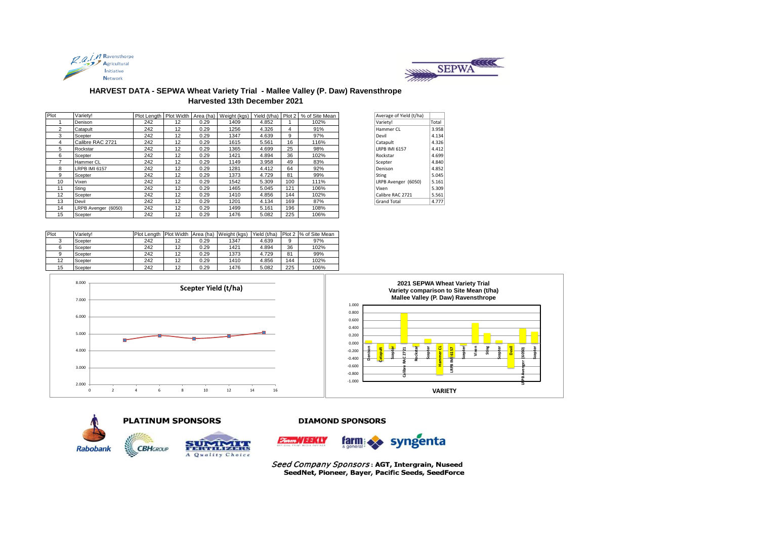## HARVEST DATA - SEPWA Wheat Variety Trial - Mallee Valley (P. Daw) Ravensthrope

### Harvested 13th December 2021

| Plot | Variety! | Plot Length | Plot Width | Area (ha) | Weight (kgs) | Yield (t/ha) | Plot 2 | % of Site Mean |
|---|---|---|---|---|---|---|---|---|
| 1 | Denison | 242 | 12 | 0.29 | 1409 | 4.852 | 1 | 102% |
| 2 | Catapult | 242 | 12 | 0.29 | 1256 | 4.326 | 4 | 91% |
| 3 | Scepter | 242 | 12 | 0.29 | 1347 | 4.639 | 9 | 97% |
| 4 | Calibre RAC 2721 | 242 | 12 | 0.29 | 1615 | 5.561 | 16 | 116% |
| 5 | Rockstar | 242 | 12 | 0.29 | 1365 | 4.699 | 25 | 98% |
| 6 | Scepter | 242 | 12 | 0.29 | 1421 | 4.894 | 36 | 102% |
| 7 | Hammer CL | 242 | 12 | 0.29 | 1149 | 3.958 | 49 | 83% |
| 8 | LRPB IMI 6157 | 242 | 12 | 0.29 | 1281 | 4.412 | 64 | 92% |
| 9 | Scepter | 242 | 12 | 0.29 | 1373 | 4.729 | 81 | 99% |
| 10 | Vixen | 242 | 12 | 0.29 | 1542 | 5.309 | 100 | 111% |
| 11 | Sting | 242 | 12 | 0.29 | 1465 | 5.045 | 121 | 106% |
| 12 | Scepter | 242 | 12 | 0.29 | 1410 | 4.856 | 144 | 102% |
| 13 | Devil | 242 | 12 | 0.29 | 1201 | 4.134 | 169 | 87% |
| 14 | LRPB Avenger (6050) | 242 | 12 | 0.29 | 1499 | 5.161 | 196 | 108% |
| 15 | Scepter | 242 | 12 | 0.29 | 1476 | 5.082 | 225 | 106% |

| Average of Yield (t/ha) | |
|---|---|
| Variety! | Total |
| Hammer CL | 3.958 |
| Devil | 4.134 |
| Catapult | 4.326 |
| LRPB IMI 6157 | 4.412 |
| Rockstar | 4.699 |
| Scepter | 4.840 |
| Denison | 4.852 |
| Sting | 5.045 |
| LRPB Avenger (6050) | 5.161 |
| Vixen | 5.309 |
| Calibre RAC 2721 | 5.561 |
| Grand Total | 4.777 |

| Plot | Variety! | Plot Length | Plot Width | Area (ha) | Weight (kgs) | Yield (t/ha) | Plot 2 | % of Site Mean |
|---|---|---|---|---|---|---|---|---|
| 3 | Scepter | 242 | 12 | 0.29 | 1347 | 4.639 | 9 | 97% |
| 6 | Scepter | 242 | 12 | 0.29 | 1421 | 4.894 | 36 | 102% |
| 9 | Scepter | 242 | 12 | 0.29 | 1373 | 4.729 | 81 | 99% |
| 12 | Scepter | 242 | 12 | 0.29 | 1410 | 4.856 | 144 | 102% |
| 15 | Scepter | 242 | 12 | 0.29 | 1476 | 5.082 | 225 | 106% |

**Scepter Yield (t/ha)**

**2021 SEPWA Wheat Variety Trial**
**Variety comparison to Site Mean (t/ha)**
**Mallee Valley (P. Daw) Ravensthrope**

**PLATINUM SPONSORS**

Rabobank, CBH Group, Summit Fertilizers – A Quality Choice

**DIAMOND SPONSORS**

Farm Weekly, farm & general, syngenta

*Seed Company Sponsors* : **AGT, Intergrain, Nuseed SeedNet, Pioneer, Bayer, Pacific Seeds, SeedForce**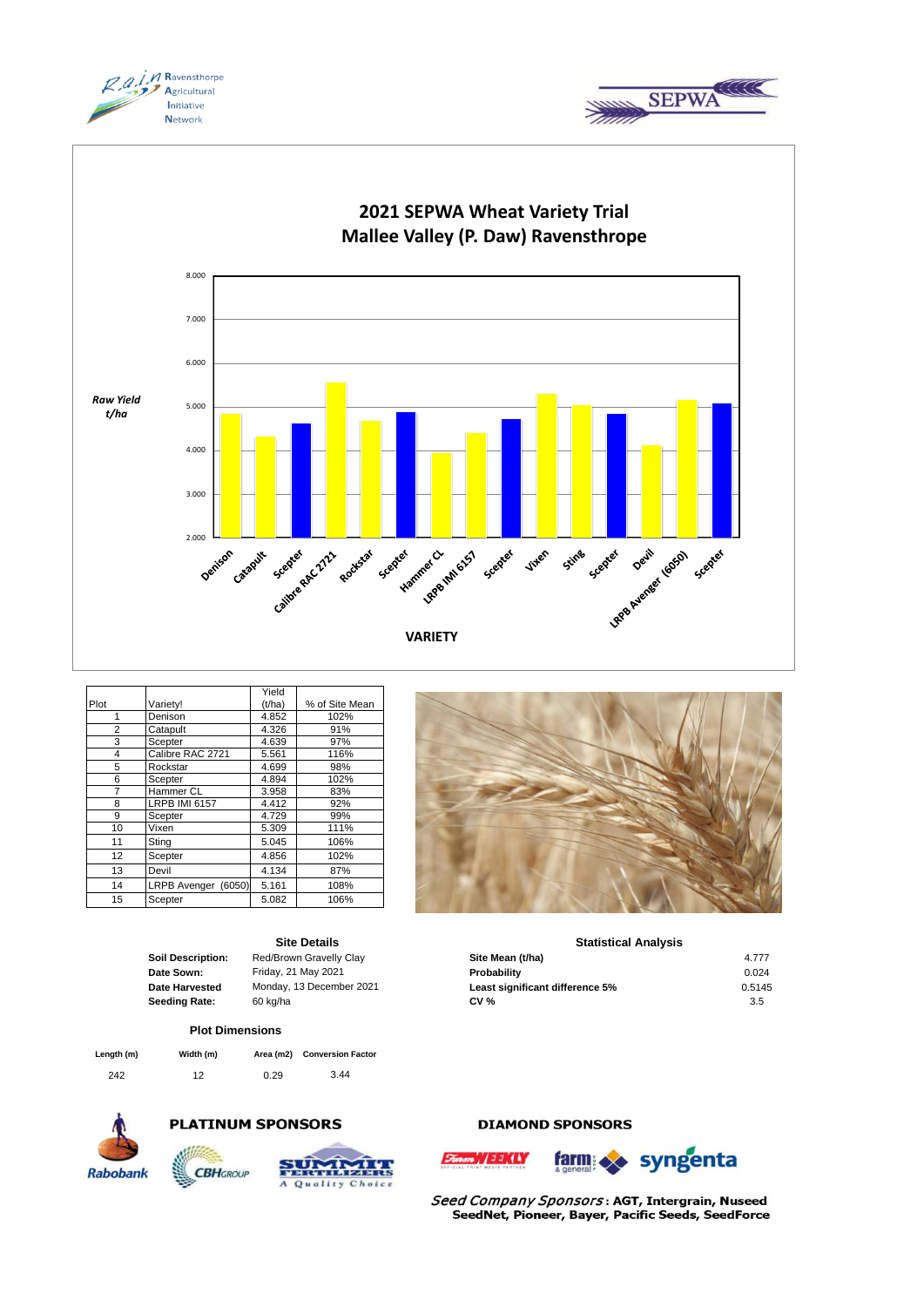## 2021 SEPWA Wheat Variety Trial
## Mallee Valley (P. Daw) Ravensthrope

| Plot | Variety! | Yield (t/ha) | % of Site Mean |
|---|---|---|---|
| 1 | Denison | 4.852 | 102% |
| 2 | Catapult | 4.326 | 91% |
| 3 | Scepter | 4.639 | 97% |
| 4 | Calibre RAC 2721 | 5.561 | 116% |
| 5 | Rockstar | 4.699 | 98% |
| 6 | Scepter | 4.894 | 102% |
| 7 | Hammer CL | 3.958 | 83% |
| 8 | LRPB IMI 6157 | 4.412 | 92% |
| 9 | Scepter | 4.729 | 99% |
| 10 | Vixen | 5.309 | 111% |
| 11 | Sting | 5.045 | 106% |
| 12 | Scepter | 4.856 | 102% |
| 13 | Devil | 4.134 | 87% |
| 14 | LRPB Avenger (6050) | 5.161 | 108% |
| 15 | Scepter | 5.082 | 106% |

### Site Details

| | |
|---|---|
| **Soil Description:** | Red/Brown Gravelly Clay |
| **Date Sown:** | Friday, 21 May 2021 |
| **Date Harvested** | Monday, 13 December 2021 |
| **Seeding Rate:** | 60 kg/ha |

### Statistical Analysis

| | |
|---|---|
| **Site Mean (t/ha)** | 4.777 |
| **Probability** | 0.024 |
| **Least significant difference 5%** | 0.5145 |
| **CV %** | 3.5 |

### Plot Dimensions

| Length (m) | Width (m) | Area (m2) | Conversion Factor |
|---|---|---|---|
| 242 | 12 | 0.29 | 3.44 |

**PLATINUM SPONSORS**

Rabobank, CBH Group, Summit Fertilizers – A Quality Choice

**DIAMOND SPONSORS**

Farm Weekly, farm & general, syngenta

*Seed Company Sponsors*: **AGT, Intergrain, Nuseed SeedNet, Pioneer, Bayer, Pacific Seeds, SeedForce**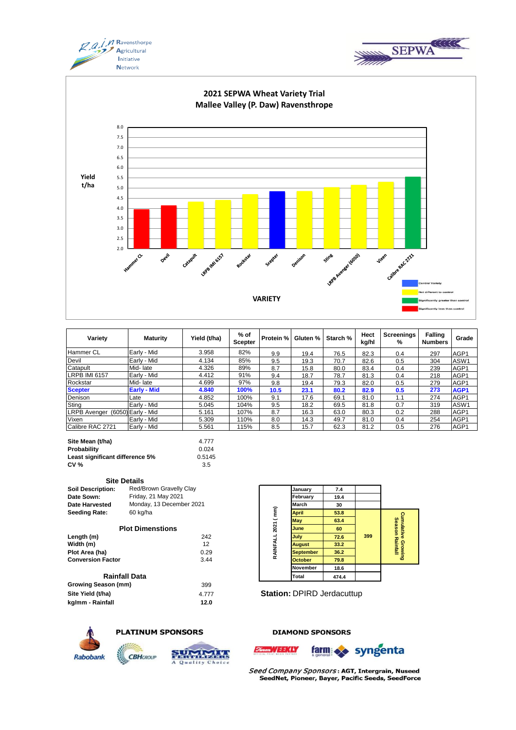Ravensthorpe Agricultural Initiative Network

SEPWA

## 2021 SEPWA Wheat Variety Trial
## Mallee Valley (P. Daw) Ravensthrope

Yield t/ha

8.0
7.5
7.0
6.5
6.0
5.5
5.0
4.5
4.0
3.5
3.0
2.5
2.0

Hammer CL
Devil
Catapult
LRPB IMI 6157
Rockstar
Scepter
Denison
Sting
LRPB Avenger (6050)
Vixen
Calibre RAC 2721

VARIETY

Control Variety
Not different to control
Significantly greater than control
Significantly less than control

| Variety | Maturity | Yield (t/ha) | % of Scepter | Protein % | Gluten % | Starch % | Hect kg/hl | Screenings % | Falling Numbers | Grade |
|---|---|---|---|---|---|---|---|---|---|---|
| Hammer CL | Early - Mid | 3.958 | 82% | 9.9 | 19.4 | 76.5 | 82.3 | 0.4 | 297 | AGP1 |
| Devil | Early - Mid | 4.134 | 85% | 9.5 | 19.3 | 70.7 | 82.6 | 0.5 | 304 | ASW1 |
| Catapult | Mid- late | 4.326 | 89% | 8.7 | 15.8 | 80.0 | 83.4 | 0.4 | 239 | AGP1 |
| LRPB IMI 6157 | Early - Mid | 4.412 | 91% | 9.4 | 18.7 | 78.7 | 81.3 | 0.4 | 218 | AGP1 |
| Rockstar | Mid- late | 4.699 | 97% | 9.8 | 19.4 | 79.3 | 82.0 | 0.5 | 279 | AGP1 |
| **Scepter** | **Early - Mid** | **4.840** | **100%** | **10.5** | **23.1** | **80.2** | **82.9** | **0.5** | **273** | **AGP1** |
| Denison | Late | 4.852 | 100% | 9.1 | 17.6 | 69.1 | 81.0 | 1.1 | 274 | AGP1 |
| Sting | Early - Mid | 5.045 | 104% | 9.5 | 18.2 | 69.5 | 81.8 | 0.7 | 319 | ASW1 |
| LRPB Avenger (6050) | Early - Mid | 5.161 | 107% | 8.7 | 16.3 | 63.0 | 80.3 | 0.2 | 288 | AGP1 |
| Vixen | Early - Mid | 5.309 | 110% | 8.0 | 14.3 | 49.7 | 81.0 | 0.4 | 254 | AGP1 |
| Calibre RAC 2721 | Early - Mid | 5.561 | 115% | 8.5 | 15.7 | 62.3 | 81.2 | 0.5 | 276 | AGP1 |

| | |
|---|---|
| **Site Mean (t/ha)** | 4.777 |
| **Probability** | 0.024 |
| **Least significant difference 5%** | 0.5145 |
| **CV %** | 3.5 |

### Site Details

| | |
|---|---|
| **Soil Description:** | Red/Brown Gravelly Clay |
| **Date Sown:** | Friday, 21 May 2021 |
| **Date Harvested** | Monday, 13 December 2021 |
| **Seeding Rate:** | 60 kg/ha |

### Plot Dimenstions

| | |
|---|---|
| **Length (m)** | 242 |
| **Width (m)** | 12 |
| **Plot Area (ha)** | 0.29 |
| **Conversion Factor** | 3.44 |

### Rainfall Data

| | |
|---|---|
| **Growing Season (mm)** | 399 |
| **Site Yield (t/ha)** | 4.777 |
| **kg/mm - Rainfall** | **12.0** |

RAINFALL 2021 ( mm)

| Month | mm | Cumulative Growing Season Rainfall |
|---|---|---|
| January | 7.4 | |
| February | 19.4 | |
| March | 30 | |
| April | 53.8 | 399 |
| May | 63.4 | |
| June | 60 | |
| July | 72.6 | |
| August | 33.2 | |
| September | 36.2 | |
| October | 79.8 | |
| November | 18.6 | |
| Total | 474.4 | |

**Station:** DPIRD Jerdacuttup

**PLATINUM SPONSORS**

Rabobank, CBH Group, Summit Fertilizers

**DIAMOND SPONSORS**

Farm Weekly, farm & general, syngenta

*Seed Company Sponsors*: **AGT, Intergrain, Nuseed SeedNet, Pioneer, Bayer, Pacific Seeds, SeedForce**